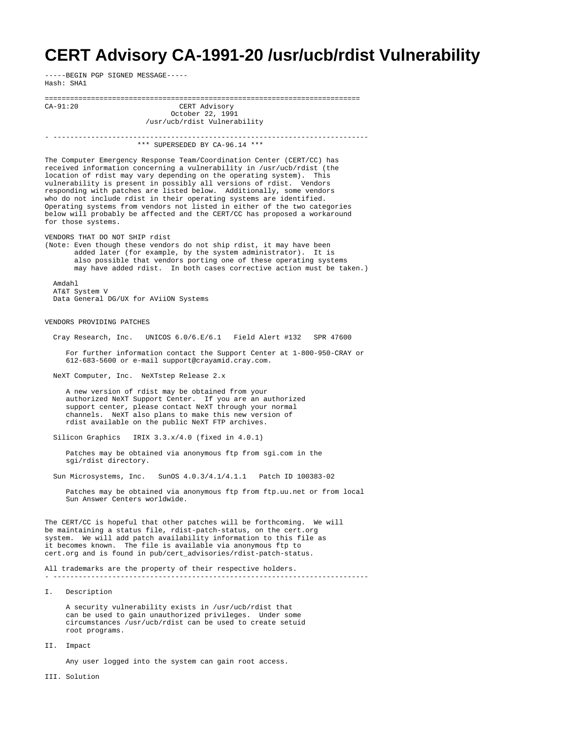# CERT Advisory CA-1991-20 /usr/ucb/rdist Vulnerability

-----BEGIN PGP SIGNED MESSAGE-----
Hash: SHA1

```
===========================================================================
CA-91:20                        CERT Advisory
                              October 22, 1991
                          /usr/ucb/rdist Vulnerability

- ---------------------------------------------------------------------------
                       *** SUPERSEDED BY CA-96.14 ***
```

The Computer Emergency Response Team/Coordination Center (CERT/CC) has received information concerning a vulnerability in /usr/ucb/rdist (the location of rdist may vary depending on the operating system). This vulnerability is present in possibly all versions of rdist. Vendors responding with patches are listed below. Additionally, some vendors who do not include rdist in their operating systems are identified. Operating systems from vendors not listed in either of the two categories below will probably be affected and the CERT/CC has proposed a workaround for those systems.

VENDORS THAT DO NOT SHIP rdist
(Note: Even though these vendors do not ship rdist, it may have been added later (for example, by the system administrator). It is also possible that vendors porting one of these operating systems may have added rdist. In both cases corrective action must be taken.)

- Amdahl
- AT&T System V
- Data General DG/UX for AViiON Systems

VENDORS PROVIDING PATCHES

Cray Research, Inc.   UNICOS 6.0/6.E/6.1   Field Alert #132   SPR 47600

For further information contact the Support Center at 1-800-950-CRAY or 612-683-5600 or e-mail support@crayamid.cray.com.

NeXT Computer, Inc.  NeXTstep Release 2.x

A new version of rdist may be obtained from your authorized NeXT Support Center. If you are an authorized support center, please contact NeXT through your normal channels. NeXT also plans to make this new version of rdist available on the public NeXT FTP archives.

Silicon Graphics   IRIX 3.3.x/4.0 (fixed in 4.0.1)

Patches may be obtained via anonymous ftp from sgi.com in the sgi/rdist directory.

Sun Microsystems, Inc.   SunOS 4.0.3/4.1/4.1.1   Patch ID 100383-02

Patches may be obtained via anonymous ftp from ftp.uu.net or from local Sun Answer Centers worldwide.

The CERT/CC is hopeful that other patches will be forthcoming. We will be maintaining a status file, rdist-patch-status, on the cert.org system. We will add patch availability information to this file as it becomes known. The file is available via anonymous ftp to cert.org and is found in pub/cert_advisories/rdist-patch-status.

All trademarks are the property of their respective holders.

- ---------------------------------------------------------------------------

I. Description

A security vulnerability exists in /usr/ucb/rdist that can be used to gain unauthorized privileges. Under some circumstances /usr/ucb/rdist can be used to create setuid root programs.

II. Impact

Any user logged into the system can gain root access.

III. Solution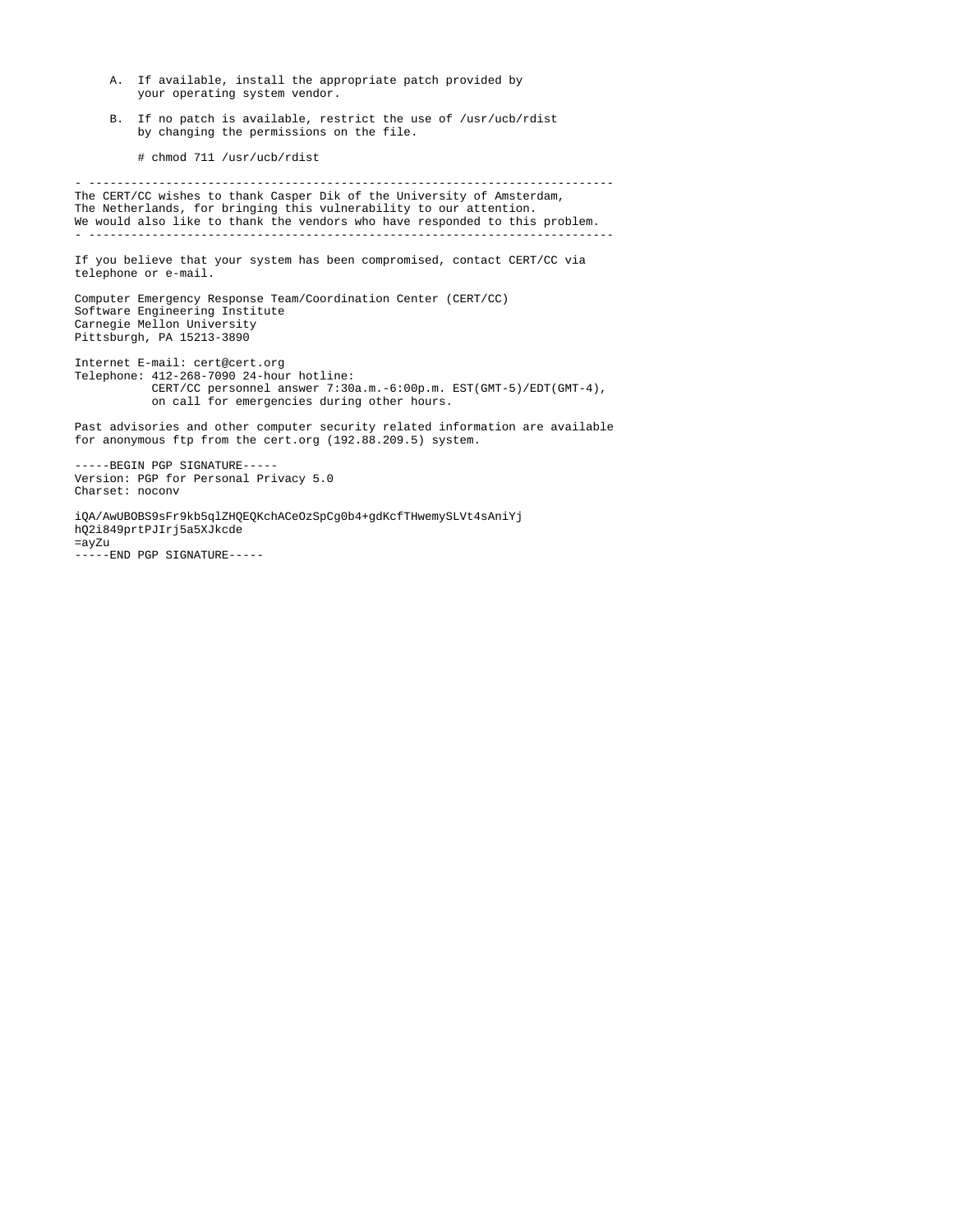A. If available, install the appropriate patch provided by your operating system vendor.

B. If no patch is available, restrict the use of /usr/ucb/rdist by changing the permissions on the file.

```
# chmod 711 /usr/ucb/rdist
```

- ---------------------------------------------------------------------------

The CERT/CC wishes to thank Casper Dik of the University of Amsterdam, The Netherlands, for bringing this vulnerability to our attention. We would also like to thank the vendors who have responded to this problem.

- ---------------------------------------------------------------------------

If you believe that your system has been compromised, contact CERT/CC via telephone or e-mail.

Computer Emergency Response Team/Coordination Center (CERT/CC)
Software Engineering Institute
Carnegie Mellon University
Pittsburgh, PA 15213-3890

Internet E-mail: cert@cert.org
Telephone: 412-268-7090 24-hour hotline:
CERT/CC personnel answer 7:30a.m.-6:00p.m. EST(GMT-5)/EDT(GMT-4),
on call for emergencies during other hours.

Past advisories and other computer security related information are available for anonymous ftp from the cert.org (192.88.209.5) system.

```
-----BEGIN PGP SIGNATURE-----
Version: PGP for Personal Privacy 5.0
Charset: noconv

iQA/AwUBOBS9sFr9kb5qlZHQEQKchACeOzSpCg0b4+gdKcfTHwemySLVt4sAniYj
hQ2i849prtPJIrj5a5XJkcde
=ayZu
-----END PGP SIGNATURE-----
```